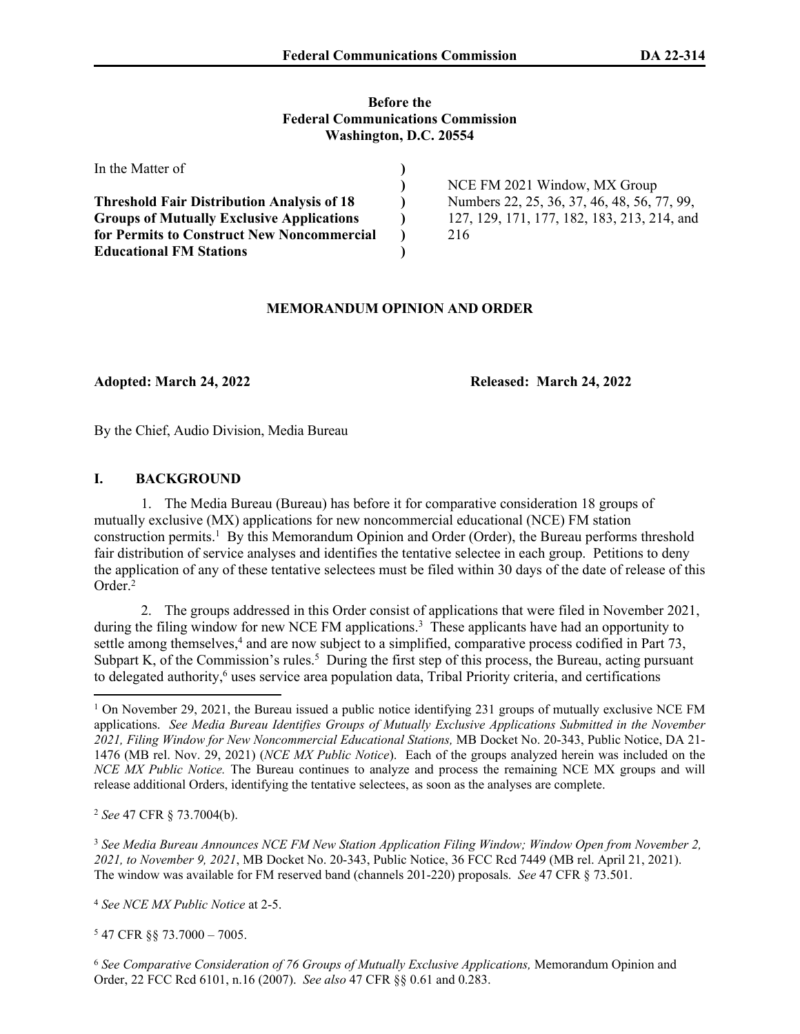**Before the**
**Federal Communications Commission**
**Washington, D.C. 20554**

| In the Matter of | ) | |
|---|---|---|
| | ) | NCE FM 2021 Window, MX Group |
| **Threshold Fair Distribution Analysis of 18** | ) | Numbers 22, 25, 36, 37, 46, 48, 56, 77, 99, |
| **Groups of Mutually Exclusive Applications** | ) | 127, 129, 171, 177, 182, 183, 213, 214, and |
| **for Permits to Construct New Noncommercial** | ) | 216 |
| **Educational FM Stations** | ) | |

**MEMORANDUM OPINION AND ORDER**

**Adopted: March 24, 2022** **Released: March 24, 2022**

By the Chief, Audio Division, Media Bureau

## I. BACKGROUND

1. The Media Bureau (Bureau) has before it for comparative consideration 18 groups of mutually exclusive (MX) applications for new noncommercial educational (NCE) FM station construction permits.[1] By this Memorandum Opinion and Order (Order), the Bureau performs threshold fair distribution of service analyses and identifies the tentative selectee in each group. Petitions to deny the application of any of these tentative selectees must be filed within 30 days of the date of release of this Order.[2]

2. The groups addressed in this Order consist of applications that were filed in November 2021, during the filing window for new NCE FM applications.[3] These applicants have had an opportunity to settle among themselves,[4] and are now subject to a simplified, comparative process codified in Part 73, Subpart K, of the Commission's rules.[5] During the first step of this process, the Bureau, acting pursuant to delegated authority,[6] uses service area population data, Tribal Priority criteria, and certifications

[1] On November 29, 2021, the Bureau issued a public notice identifying 231 groups of mutually exclusive NCE FM applications. *See Media Bureau Identifies Groups of Mutually Exclusive Applications Submitted in the November 2021, Filing Window for New Noncommercial Educational Stations,* MB Docket No. 20-343, Public Notice, DA 21-1476 (MB rel. Nov. 29, 2021) (*NCE MX Public Notice*). Each of the groups analyzed herein was included on the *NCE MX Public Notice.* The Bureau continues to analyze and process the remaining NCE MX groups and will release additional Orders, identifying the tentative selectees, as soon as the analyses are complete.

[2] *See* 47 CFR § 73.7004(b).

[3] *See Media Bureau Announces NCE FM New Station Application Filing Window; Window Open from November 2, 2021, to November 9, 2021*, MB Docket No. 20-343, Public Notice, 36 FCC Rcd 7449 (MB rel. April 21, 2021). The window was available for FM reserved band (channels 201-220) proposals. *See* 47 CFR § 73.501.

[4] *See NCE MX Public Notice* at 2-5.

[5] 47 CFR §§ 73.7000 – 7005.

[6] *See Comparative Consideration of 76 Groups of Mutually Exclusive Applications,* Memorandum Opinion and Order, 22 FCC Rcd 6101, n.16 (2007). *See also* 47 CFR §§ 0.61 and 0.283.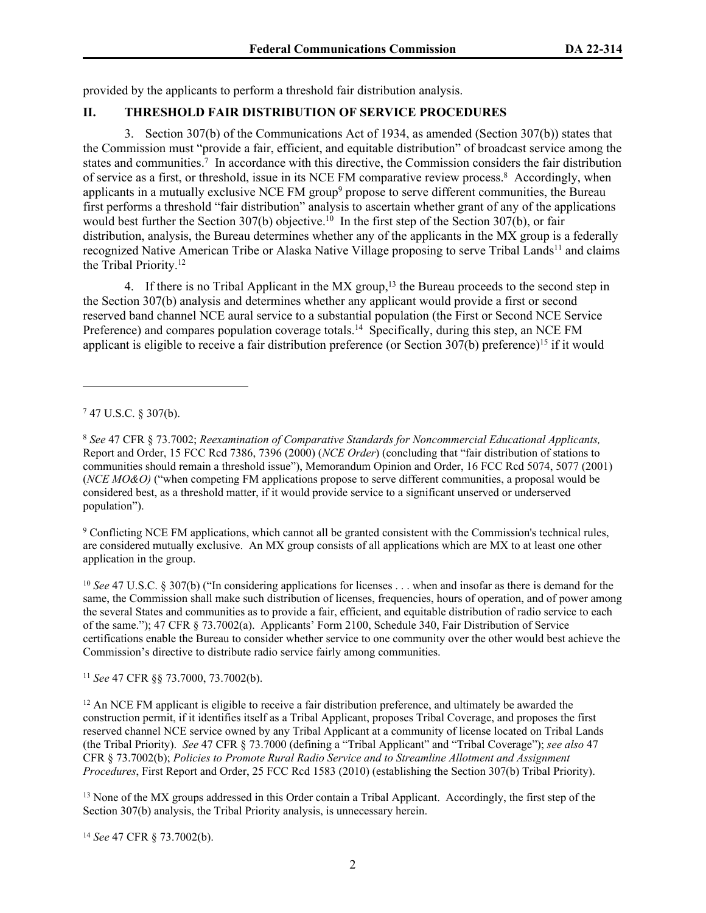provided by the applicants to perform a threshold fair distribution analysis.

## II. THRESHOLD FAIR DISTRIBUTION OF SERVICE PROCEDURES

3. Section 307(b) of the Communications Act of 1934, as amended (Section 307(b)) states that the Commission must "provide a fair, efficient, and equitable distribution" of broadcast service among the states and communities.[7] In accordance with this directive, the Commission considers the fair distribution of service as a first, or threshold, issue in its NCE FM comparative review process.[8] Accordingly, when applicants in a mutually exclusive NCE FM group[9] propose to serve different communities, the Bureau first performs a threshold "fair distribution" analysis to ascertain whether grant of any of the applications would best further the Section 307(b) objective.[10] In the first step of the Section 307(b), or fair distribution, analysis, the Bureau determines whether any of the applicants in the MX group is a federally recognized Native American Tribe or Alaska Native Village proposing to serve Tribal Lands[11] and claims the Tribal Priority.[12]

4. If there is no Tribal Applicant in the MX group,[13] the Bureau proceeds to the second step in the Section 307(b) analysis and determines whether any applicant would provide a first or second reserved band channel NCE aural service to a substantial population (the First or Second NCE Service Preference) and compares population coverage totals.[14] Specifically, during this step, an NCE FM applicant is eligible to receive a fair distribution preference (or Section 307(b) preference)[15] if it would

---

[7] 47 U.S.C. § 307(b).

[8] *See* 47 CFR § 73.7002; *Reexamination of Comparative Standards for Noncommercial Educational Applicants,* Report and Order, 15 FCC Rcd 7386, 7396 (2000) (*NCE Order*) (concluding that "fair distribution of stations to communities should remain a threshold issue"), Memorandum Opinion and Order, 16 FCC Rcd 5074, 5077 (2001) (*NCE MO&O)* ("when competing FM applications propose to serve different communities, a proposal would be considered best, as a threshold matter, if it would provide service to a significant unserved or underserved population").

[9] Conflicting NCE FM applications, which cannot all be granted consistent with the Commission's technical rules, are considered mutually exclusive. An MX group consists of all applications which are MX to at least one other application in the group.

[10] *See* 47 U.S.C. § 307(b) ("In considering applications for licenses . . . when and insofar as there is demand for the same, the Commission shall make such distribution of licenses, frequencies, hours of operation, and of power among the several States and communities as to provide a fair, efficient, and equitable distribution of radio service to each of the same."); 47 CFR § 73.7002(a). Applicants' Form 2100, Schedule 340, Fair Distribution of Service certifications enable the Bureau to consider whether service to one community over the other would best achieve the Commission's directive to distribute radio service fairly among communities.

[11] *See* 47 CFR §§ 73.7000, 73.7002(b).

[12] An NCE FM applicant is eligible to receive a fair distribution preference, and ultimately be awarded the construction permit, if it identifies itself as a Tribal Applicant, proposes Tribal Coverage, and proposes the first reserved channel NCE service owned by any Tribal Applicant at a community of license located on Tribal Lands (the Tribal Priority). *See* 47 CFR § 73.7000 (defining a "Tribal Applicant" and "Tribal Coverage"); *see also* 47 CFR § 73.7002(b); *Policies to Promote Rural Radio Service and to Streamline Allotment and Assignment Procedures*, First Report and Order, 25 FCC Rcd 1583 (2010) (establishing the Section 307(b) Tribal Priority).

[13] None of the MX groups addressed in this Order contain a Tribal Applicant. Accordingly, the first step of the Section 307(b) analysis, the Tribal Priority analysis, is unnecessary herein.

[14] *See* 47 CFR § 73.7002(b).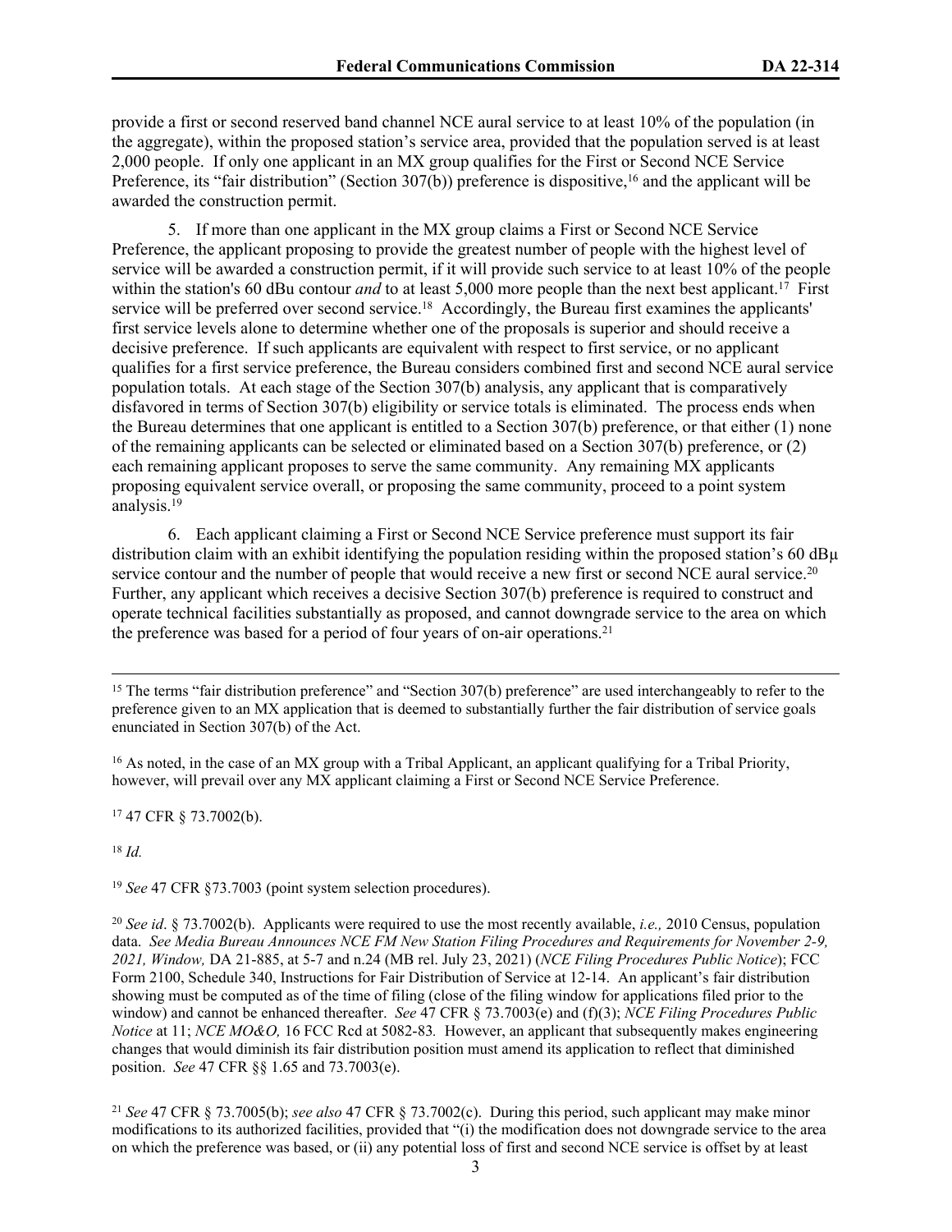provide a first or second reserved band channel NCE aural service to at least 10% of the population (in the aggregate), within the proposed station's service area, provided that the population served is at least 2,000 people. If only one applicant in an MX group qualifies for the First or Second NCE Service Preference, its "fair distribution" (Section 307(b)) preference is dispositive,[16] and the applicant will be awarded the construction permit.

5. If more than one applicant in the MX group claims a First or Second NCE Service Preference, the applicant proposing to provide the greatest number of people with the highest level of service will be awarded a construction permit, if it will provide such service to at least 10% of the people within the station's 60 dBu contour *and* to at least 5,000 more people than the next best applicant.[17] First service will be preferred over second service.[18] Accordingly, the Bureau first examines the applicants' first service levels alone to determine whether one of the proposals is superior and should receive a decisive preference. If such applicants are equivalent with respect to first service, or no applicant qualifies for a first service preference, the Bureau considers combined first and second NCE aural service population totals. At each stage of the Section 307(b) analysis, any applicant that is comparatively disfavored in terms of Section 307(b) eligibility or service totals is eliminated. The process ends when the Bureau determines that one applicant is entitled to a Section 307(b) preference, or that either (1) none of the remaining applicants can be selected or eliminated based on a Section 307(b) preference, or (2) each remaining applicant proposes to serve the same community. Any remaining MX applicants proposing equivalent service overall, or proposing the same community, proceed to a point system analysis.[19]

6. Each applicant claiming a First or Second NCE Service preference must support its fair distribution claim with an exhibit identifying the population residing within the proposed station's 60 dBμ service contour and the number of people that would receive a new first or second NCE aural service.[20] Further, any applicant which receives a decisive Section 307(b) preference is required to construct and operate technical facilities substantially as proposed, and cannot downgrade service to the area on which the preference was based for a period of four years of on-air operations.[21]

---

[15] The terms "fair distribution preference" and "Section 307(b) preference" are used interchangeably to refer to the preference given to an MX application that is deemed to substantially further the fair distribution of service goals enunciated in Section 307(b) of the Act.

[16] As noted, in the case of an MX group with a Tribal Applicant, an applicant qualifying for a Tribal Priority, however, will prevail over any MX applicant claiming a First or Second NCE Service Preference.

[17] 47 CFR § 73.7002(b).

[18] *Id.*

[19] *See* 47 CFR §73.7003 (point system selection procedures).

[20] *See id*. § 73.7002(b). Applicants were required to use the most recently available, *i.e.,* 2010 Census, population data. *See Media Bureau Announces NCE FM New Station Filing Procedures and Requirements for November 2-9, 2021, Window,* DA 21-885, at 5-7 and n.24 (MB rel. July 23, 2021) (*NCE Filing Procedures Public Notice*); FCC Form 2100, Schedule 340, Instructions for Fair Distribution of Service at 12-14. An applicant's fair distribution showing must be computed as of the time of filing (close of the filing window for applications filed prior to the window) and cannot be enhanced thereafter. *See* 47 CFR § 73.7003(e) and (f)(3); *NCE Filing Procedures Public Notice* at 11; *NCE MO&O,* 16 FCC Rcd at 5082-83*.* However, an applicant that subsequently makes engineering changes that would diminish its fair distribution position must amend its application to reflect that diminished position. *See* 47 CFR §§ 1.65 and 73.7003(e).

[21] *See* 47 CFR § 73.7005(b); *see also* 47 CFR § 73.7002(c). During this period, such applicant may make minor modifications to its authorized facilities, provided that "(i) the modification does not downgrade service to the area on which the preference was based, or (ii) any potential loss of first and second NCE service is offset by at least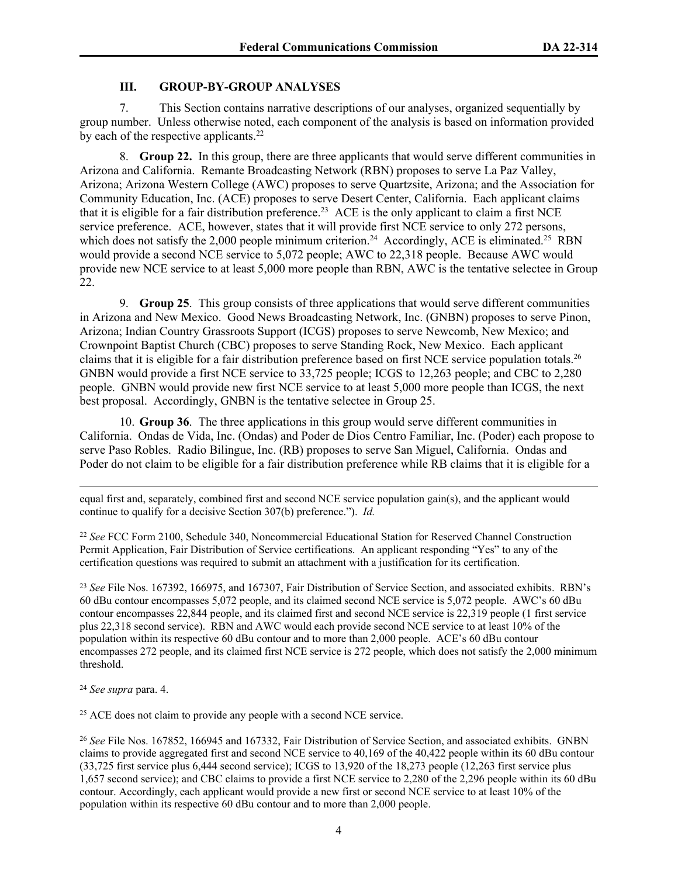## III. GROUP-BY-GROUP ANALYSES

7. This Section contains narrative descriptions of our analyses, organized sequentially by group number. Unless otherwise noted, each component of the analysis is based on information provided by each of the respective applicants.[22]

8. **Group 22.** In this group, there are three applicants that would serve different communities in Arizona and California. Remante Broadcasting Network (RBN) proposes to serve La Paz Valley, Arizona; Arizona Western College (AWC) proposes to serve Quartzsite, Arizona; and the Association for Community Education, Inc. (ACE) proposes to serve Desert Center, California. Each applicant claims that it is eligible for a fair distribution preference.[23] ACE is the only applicant to claim a first NCE service preference. ACE, however, states that it will provide first NCE service to only 272 persons, which does not satisfy the 2,000 people minimum criterion.[24] Accordingly, ACE is eliminated.[25] RBN would provide a second NCE service to 5,072 people; AWC to 22,318 people. Because AWC would provide new NCE service to at least 5,000 more people than RBN, AWC is the tentative selectee in Group 22.

9. **Group 25**. This group consists of three applications that would serve different communities in Arizona and New Mexico. Good News Broadcasting Network, Inc. (GNBN) proposes to serve Pinon, Arizona; Indian Country Grassroots Support (ICGS) proposes to serve Newcomb, New Mexico; and Crownpoint Baptist Church (CBC) proposes to serve Standing Rock, New Mexico. Each applicant claims that it is eligible for a fair distribution preference based on first NCE service population totals.[26] GNBN would provide a first NCE service to 33,725 people; ICGS to 12,263 people; and CBC to 2,280 people. GNBN would provide new first NCE service to at least 5,000 more people than ICGS, the next best proposal. Accordingly, GNBN is the tentative selectee in Group 25.

10. **Group 36**. The three applications in this group would serve different communities in California. Ondas de Vida, Inc. (Ondas) and Poder de Dios Centro Familiar, Inc. (Poder) each propose to serve Paso Robles. Radio Bilingue, Inc. (RB) proposes to serve San Miguel, California. Ondas and Poder do not claim to be eligible for a fair distribution preference while RB claims that it is eligible for a

---

equal first and, separately, combined first and second NCE service population gain(s), and the applicant would continue to qualify for a decisive Section 307(b) preference."). *Id.*

[22] *See* FCC Form 2100, Schedule 340, Noncommercial Educational Station for Reserved Channel Construction Permit Application, Fair Distribution of Service certifications. An applicant responding "Yes" to any of the certification questions was required to submit an attachment with a justification for its certification.

[23] *See* File Nos. 167392, 166975, and 167307, Fair Distribution of Service Section, and associated exhibits. RBN's 60 dBu contour encompasses 5,072 people, and its claimed second NCE service is 5,072 people. AWC's 60 dBu contour encompasses 22,844 people, and its claimed first and second NCE service is 22,319 people (1 first service plus 22,318 second service). RBN and AWC would each provide second NCE service to at least 10% of the population within its respective 60 dBu contour and to more than 2,000 people. ACE's 60 dBu contour encompasses 272 people, and its claimed first NCE service is 272 people, which does not satisfy the 2,000 minimum threshold.

[24] *See supra* para. 4.

[25] ACE does not claim to provide any people with a second NCE service.

[26] *See* File Nos. 167852, 166945 and 167332, Fair Distribution of Service Section, and associated exhibits. GNBN claims to provide aggregated first and second NCE service to 40,169 of the 40,422 people within its 60 dBu contour (33,725 first service plus 6,444 second service); ICGS to 13,920 of the 18,273 people (12,263 first service plus 1,657 second service); and CBC claims to provide a first NCE service to 2,280 of the 2,296 people within its 60 dBu contour. Accordingly, each applicant would provide a new first or second NCE service to at least 10% of the population within its respective 60 dBu contour and to more than 2,000 people.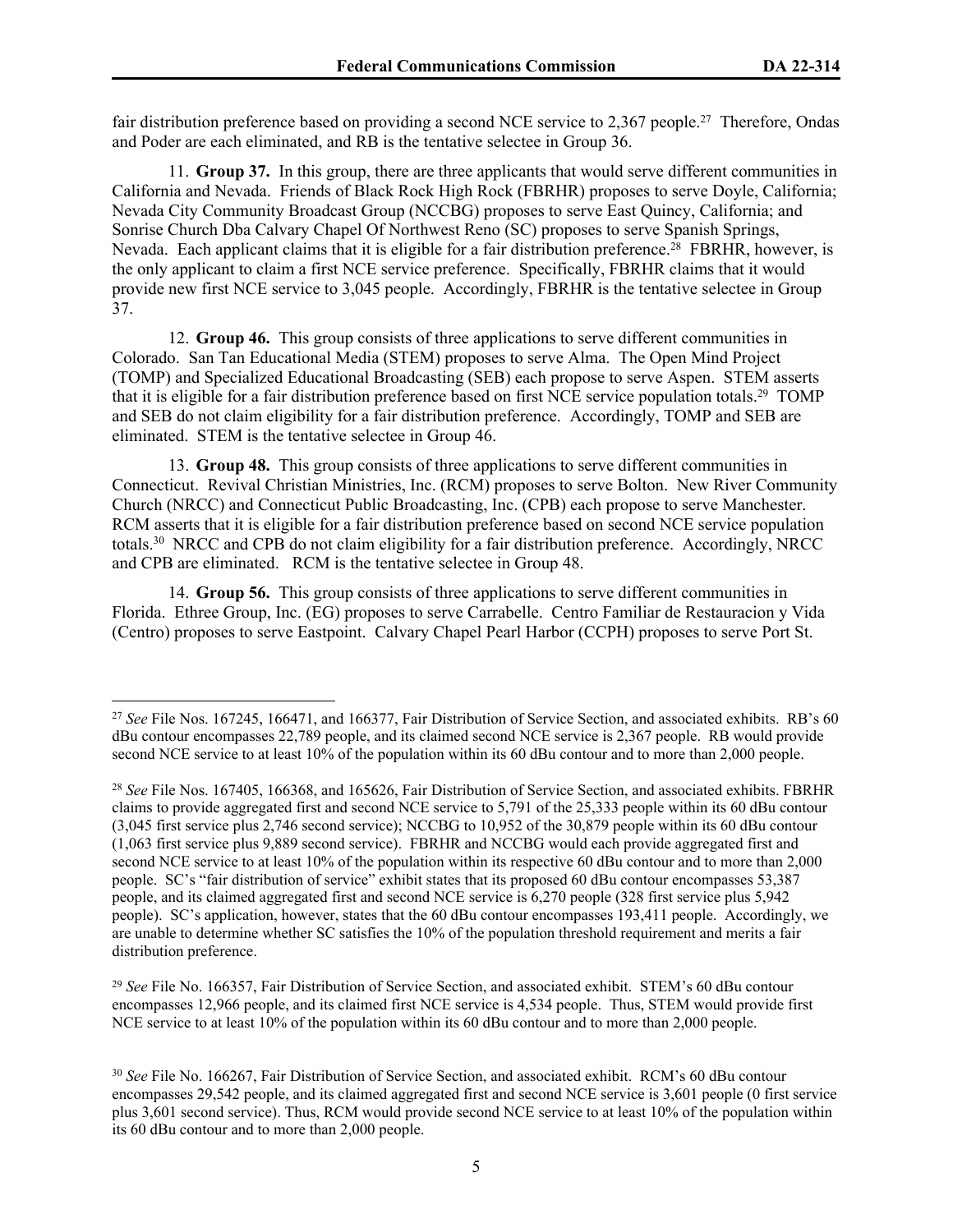fair distribution preference based on providing a second NCE service to 2,367 people.[27] Therefore, Ondas and Poder are each eliminated, and RB is the tentative selectee in Group 36.

11. **Group 37.** In this group, there are three applicants that would serve different communities in California and Nevada. Friends of Black Rock High Rock (FBRHR) proposes to serve Doyle, California; Nevada City Community Broadcast Group (NCCBG) proposes to serve East Quincy, California; and Sonrise Church Dba Calvary Chapel Of Northwest Reno (SC) proposes to serve Spanish Springs, Nevada. Each applicant claims that it is eligible for a fair distribution preference.[28] FBRHR, however, is the only applicant to claim a first NCE service preference. Specifically, FBRHR claims that it would provide new first NCE service to 3,045 people. Accordingly, FBRHR is the tentative selectee in Group 37.

12. **Group 46.** This group consists of three applications to serve different communities in Colorado. San Tan Educational Media (STEM) proposes to serve Alma. The Open Mind Project (TOMP) and Specialized Educational Broadcasting (SEB) each propose to serve Aspen. STEM asserts that it is eligible for a fair distribution preference based on first NCE service population totals.[29] TOMP and SEB do not claim eligibility for a fair distribution preference. Accordingly, TOMP and SEB are eliminated. STEM is the tentative selectee in Group 46.

13. **Group 48.** This group consists of three applications to serve different communities in Connecticut. Revival Christian Ministries, Inc. (RCM) proposes to serve Bolton. New River Community Church (NRCC) and Connecticut Public Broadcasting, Inc. (CPB) each propose to serve Manchester. RCM asserts that it is eligible for a fair distribution preference based on second NCE service population totals.[30] NRCC and CPB do not claim eligibility for a fair distribution preference. Accordingly, NRCC and CPB are eliminated. RCM is the tentative selectee in Group 48.

14. **Group 56.** This group consists of three applications to serve different communities in Florida. Ethree Group, Inc. (EG) proposes to serve Carrabelle. Centro Familiar de Restauracion y Vida (Centro) proposes to serve Eastpoint. Calvary Chapel Pearl Harbor (CCPH) proposes to serve Port St.

---

[27] *See* File Nos. 167245, 166471, and 166377, Fair Distribution of Service Section, and associated exhibits. RB's 60 dBu contour encompasses 22,789 people, and its claimed second NCE service is 2,367 people. RB would provide second NCE service to at least 10% of the population within its 60 dBu contour and to more than 2,000 people.

[28] *See* File Nos. 167405, 166368, and 165626, Fair Distribution of Service Section, and associated exhibits. FBRHR claims to provide aggregated first and second NCE service to 5,791 of the 25,333 people within its 60 dBu contour (3,045 first service plus 2,746 second service); NCCBG to 10,952 of the 30,879 people within its 60 dBu contour (1,063 first service plus 9,889 second service). FBRHR and NCCBG would each provide aggregated first and second NCE service to at least 10% of the population within its respective 60 dBu contour and to more than 2,000 people. SC's "fair distribution of service" exhibit states that its proposed 60 dBu contour encompasses 53,387 people, and its claimed aggregated first and second NCE service is 6,270 people (328 first service plus 5,942 people). SC's application, however, states that the 60 dBu contour encompasses 193,411 people. Accordingly, we are unable to determine whether SC satisfies the 10% of the population threshold requirement and merits a fair distribution preference.

[29] *See* File No. 166357, Fair Distribution of Service Section, and associated exhibit. STEM's 60 dBu contour encompasses 12,966 people, and its claimed first NCE service is 4,534 people. Thus, STEM would provide first NCE service to at least 10% of the population within its 60 dBu contour and to more than 2,000 people.

[30] *See* File No. 166267, Fair Distribution of Service Section, and associated exhibit. RCM's 60 dBu contour encompasses 29,542 people, and its claimed aggregated first and second NCE service is 3,601 people (0 first service plus 3,601 second service). Thus, RCM would provide second NCE service to at least 10% of the population within its 60 dBu contour and to more than 2,000 people.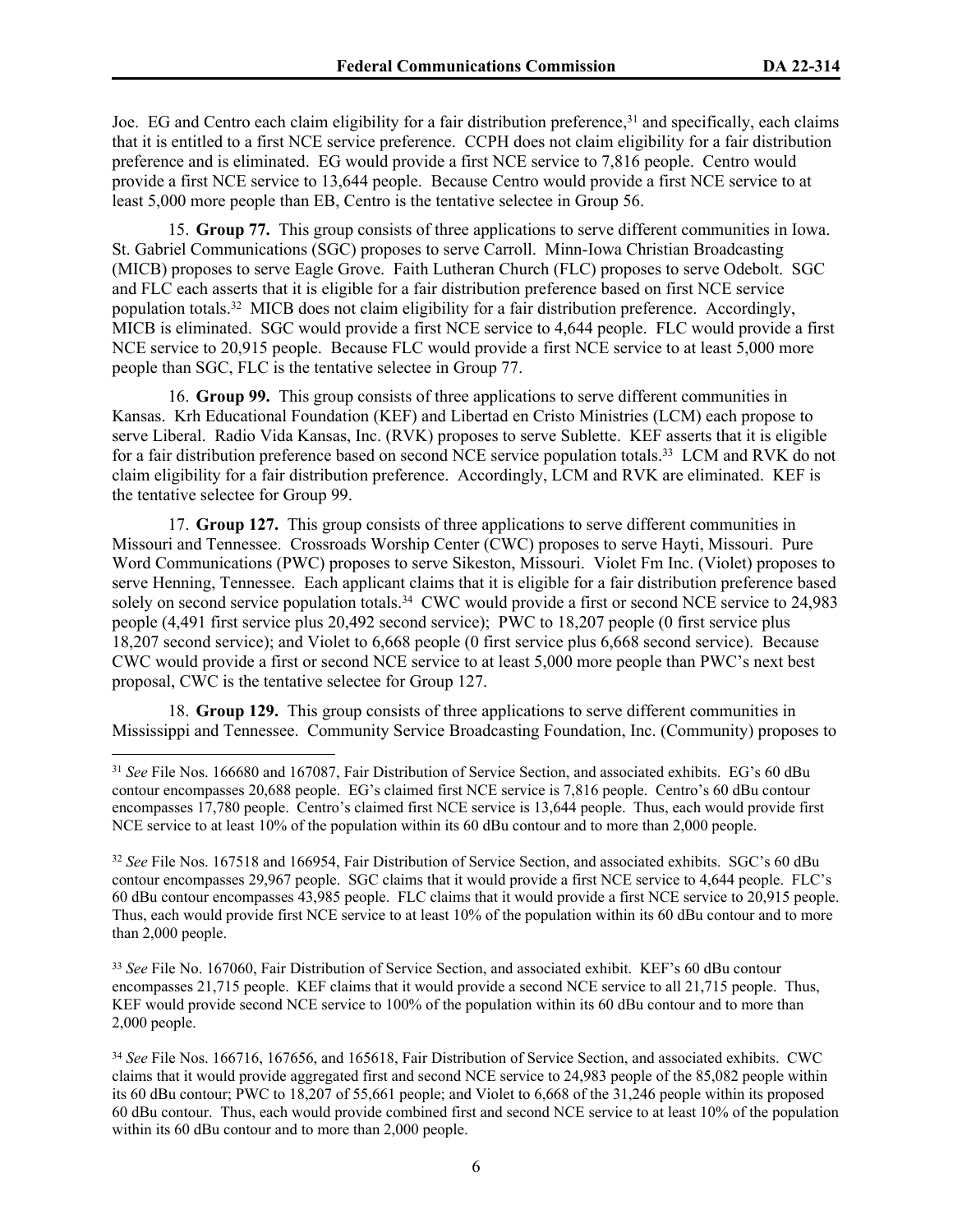Joe. EG and Centro each claim eligibility for a fair distribution preference,[31] and specifically, each claims that it is entitled to a first NCE service preference. CCPH does not claim eligibility for a fair distribution preference and is eliminated. EG would provide a first NCE service to 7,816 people. Centro would provide a first NCE service to 13,644 people. Because Centro would provide a first NCE service to at least 5,000 more people than EB, Centro is the tentative selectee in Group 56.

15. **Group 77.** This group consists of three applications to serve different communities in Iowa. St. Gabriel Communications (SGC) proposes to serve Carroll. Minn-Iowa Christian Broadcasting (MICB) proposes to serve Eagle Grove. Faith Lutheran Church (FLC) proposes to serve Odebolt. SGC and FLC each asserts that it is eligible for a fair distribution preference based on first NCE service population totals.[32] MICB does not claim eligibility for a fair distribution preference. Accordingly, MICB is eliminated. SGC would provide a first NCE service to 4,644 people. FLC would provide a first NCE service to 20,915 people. Because FLC would provide a first NCE service to at least 5,000 more people than SGC, FLC is the tentative selectee in Group 77.

16. **Group 99.** This group consists of three applications to serve different communities in Kansas. Krh Educational Foundation (KEF) and Libertad en Cristo Ministries (LCM) each propose to serve Liberal. Radio Vida Kansas, Inc. (RVK) proposes to serve Sublette. KEF asserts that it is eligible for a fair distribution preference based on second NCE service population totals.[33] LCM and RVK do not claim eligibility for a fair distribution preference. Accordingly, LCM and RVK are eliminated. KEF is the tentative selectee for Group 99.

17. **Group 127.** This group consists of three applications to serve different communities in Missouri and Tennessee. Crossroads Worship Center (CWC) proposes to serve Hayti, Missouri. Pure Word Communications (PWC) proposes to serve Sikeston, Missouri. Violet Fm Inc. (Violet) proposes to serve Henning, Tennessee. Each applicant claims that it is eligible for a fair distribution preference based solely on second service population totals.[34] CWC would provide a first or second NCE service to 24,983 people (4,491 first service plus 20,492 second service); PWC to 18,207 people (0 first service plus 18,207 second service); and Violet to 6,668 people (0 first service plus 6,668 second service). Because CWC would provide a first or second NCE service to at least 5,000 more people than PWC's next best proposal, CWC is the tentative selectee for Group 127.

18. **Group 129.** This group consists of three applications to serve different communities in Mississippi and Tennessee. Community Service Broadcasting Foundation, Inc. (Community) proposes to

---

[31] *See* File Nos. 166680 and 167087, Fair Distribution of Service Section, and associated exhibits. EG's 60 dBu contour encompasses 20,688 people. EG's claimed first NCE service is 7,816 people. Centro's 60 dBu contour encompasses 17,780 people. Centro's claimed first NCE service is 13,644 people. Thus, each would provide first NCE service to at least 10% of the population within its 60 dBu contour and to more than 2,000 people.

[32] *See* File Nos. 167518 and 166954, Fair Distribution of Service Section, and associated exhibits. SGC's 60 dBu contour encompasses 29,967 people. SGC claims that it would provide a first NCE service to 4,644 people. FLC's 60 dBu contour encompasses 43,985 people. FLC claims that it would provide a first NCE service to 20,915 people. Thus, each would provide first NCE service to at least 10% of the population within its 60 dBu contour and to more than 2,000 people.

[33] *See* File No. 167060, Fair Distribution of Service Section, and associated exhibit. KEF's 60 dBu contour encompasses 21,715 people. KEF claims that it would provide a second NCE service to all 21,715 people. Thus, KEF would provide second NCE service to 100% of the population within its 60 dBu contour and to more than 2,000 people.

[34] *See* File Nos. 166716, 167656, and 165618, Fair Distribution of Service Section, and associated exhibits. CWC claims that it would provide aggregated first and second NCE service to 24,983 people of the 85,082 people within its 60 dBu contour; PWC to 18,207 of 55,661 people; and Violet to 6,668 of the 31,246 people within its proposed 60 dBu contour. Thus, each would provide combined first and second NCE service to at least 10% of the population within its 60 dBu contour and to more than 2,000 people.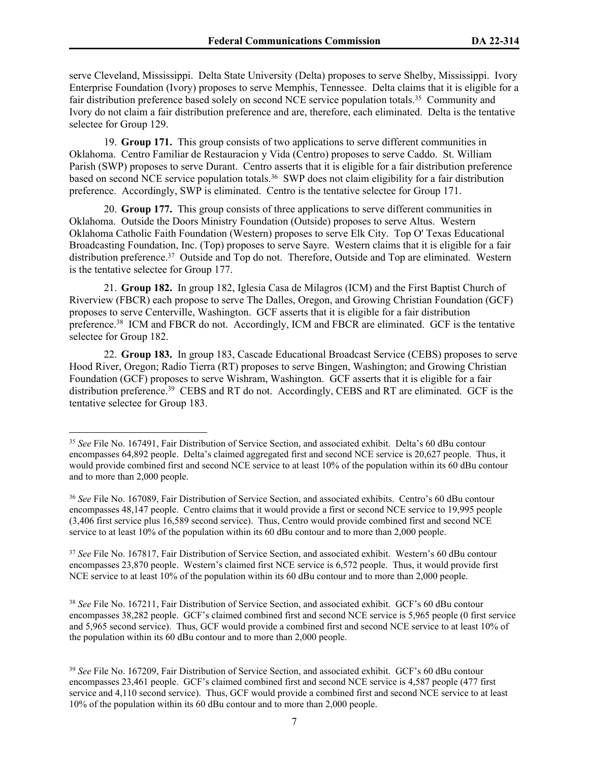serve Cleveland, Mississippi. Delta State University (Delta) proposes to serve Shelby, Mississippi. Ivory Enterprise Foundation (Ivory) proposes to serve Memphis, Tennessee. Delta claims that it is eligible for a fair distribution preference based solely on second NCE service population totals.[35] Community and Ivory do not claim a fair distribution preference and are, therefore, each eliminated. Delta is the tentative selectee for Group 129.

19. **Group 171.** This group consists of two applications to serve different communities in Oklahoma. Centro Familiar de Restauracion y Vida (Centro) proposes to serve Caddo. St. William Parish (SWP) proposes to serve Durant. Centro asserts that it is eligible for a fair distribution preference based on second NCE service population totals.[36] SWP does not claim eligibility for a fair distribution preference. Accordingly, SWP is eliminated. Centro is the tentative selectee for Group 171.

20. **Group 177.** This group consists of three applications to serve different communities in Oklahoma. Outside the Doors Ministry Foundation (Outside) proposes to serve Altus. Western Oklahoma Catholic Faith Foundation (Western) proposes to serve Elk City. Top O' Texas Educational Broadcasting Foundation, Inc. (Top) proposes to serve Sayre. Western claims that it is eligible for a fair distribution preference.[37] Outside and Top do not. Therefore, Outside and Top are eliminated. Western is the tentative selectee for Group 177.

21. **Group 182.** In group 182, Iglesia Casa de Milagros (ICM) and the First Baptist Church of Riverview (FBCR) each propose to serve The Dalles, Oregon, and Growing Christian Foundation (GCF) proposes to serve Centerville, Washington. GCF asserts that it is eligible for a fair distribution preference.[38] ICM and FBCR do not. Accordingly, ICM and FBCR are eliminated. GCF is the tentative selectee for Group 182.

22. **Group 183.** In group 183, Cascade Educational Broadcast Service (CEBS) proposes to serve Hood River, Oregon; Radio Tierra (RT) proposes to serve Bingen, Washington; and Growing Christian Foundation (GCF) proposes to serve Wishram, Washington. GCF asserts that it is eligible for a fair distribution preference.[39] CEBS and RT do not. Accordingly, CEBS and RT are eliminated. GCF is the tentative selectee for Group 183.

---

[35] *See* File No. 167491, Fair Distribution of Service Section, and associated exhibit. Delta's 60 dBu contour encompasses 64,892 people. Delta's claimed aggregated first and second NCE service is 20,627 people. Thus, it would provide combined first and second NCE service to at least 10% of the population within its 60 dBu contour and to more than 2,000 people.

[36] *See* File No. 167089, Fair Distribution of Service Section, and associated exhibits. Centro's 60 dBu contour encompasses 48,147 people. Centro claims that it would provide a first or second NCE service to 19,995 people (3,406 first service plus 16,589 second service). Thus, Centro would provide combined first and second NCE service to at least 10% of the population within its 60 dBu contour and to more than 2,000 people.

[37] *See* File No. 167817, Fair Distribution of Service Section, and associated exhibit. Western's 60 dBu contour encompasses 23,870 people. Western's claimed first NCE service is 6,572 people. Thus, it would provide first NCE service to at least 10% of the population within its 60 dBu contour and to more than 2,000 people.

[38] *See* File No. 167211, Fair Distribution of Service Section, and associated exhibit. GCF's 60 dBu contour encompasses 38,282 people. GCF's claimed combined first and second NCE service is 5,965 people (0 first service and 5,965 second service). Thus, GCF would provide a combined first and second NCE service to at least 10% of the population within its 60 dBu contour and to more than 2,000 people.

[39] *See* File No. 167209, Fair Distribution of Service Section, and associated exhibit. GCF's 60 dBu contour encompasses 23,461 people. GCF's claimed combined first and second NCE service is 4,587 people (477 first service and 4,110 second service). Thus, GCF would provide a combined first and second NCE service to at least 10% of the population within its 60 dBu contour and to more than 2,000 people.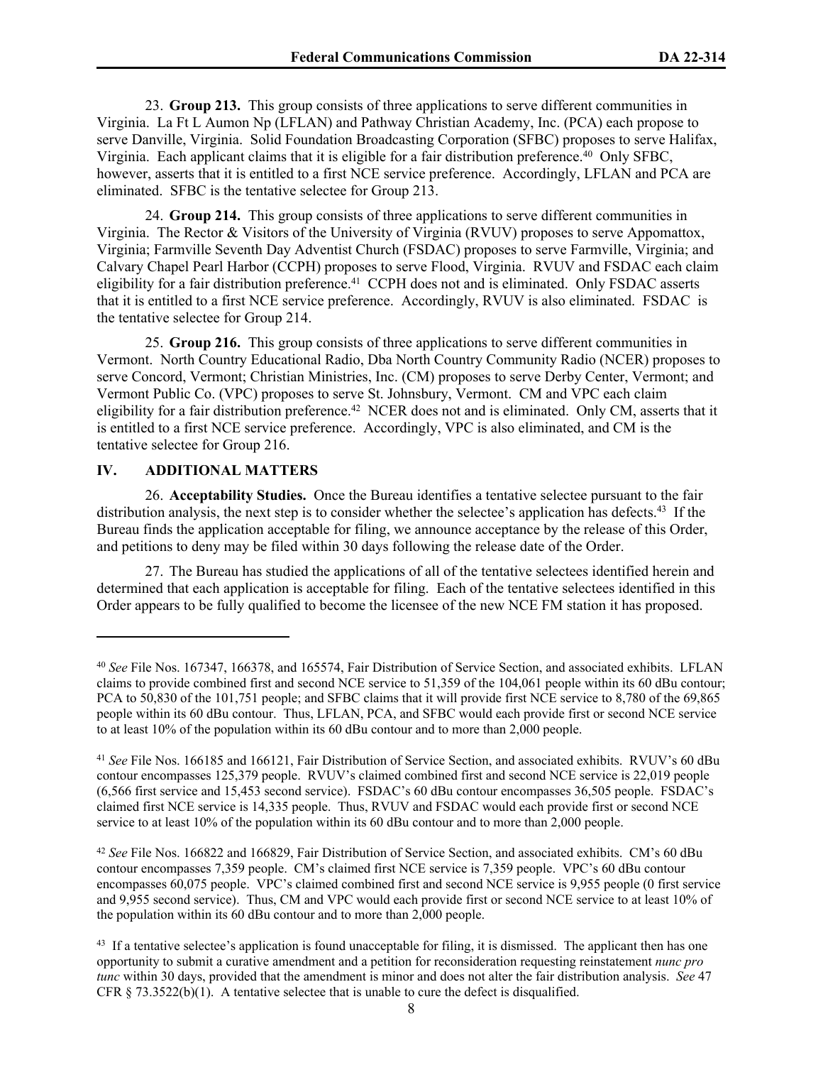23. **Group 213.** This group consists of three applications to serve different communities in Virginia. La Ft L Aumon Np (LFLAN) and Pathway Christian Academy, Inc. (PCA) each propose to serve Danville, Virginia. Solid Foundation Broadcasting Corporation (SFBC) proposes to serve Halifax, Virginia. Each applicant claims that it is eligible for a fair distribution preference.[40] Only SFBC, however, asserts that it is entitled to a first NCE service preference. Accordingly, LFLAN and PCA are eliminated. SFBC is the tentative selectee for Group 213.

24. **Group 214.** This group consists of three applications to serve different communities in Virginia. The Rector & Visitors of the University of Virginia (RVUV) proposes to serve Appomattox, Virginia; Farmville Seventh Day Adventist Church (FSDAC) proposes to serve Farmville, Virginia; and Calvary Chapel Pearl Harbor (CCPH) proposes to serve Flood, Virginia. RVUV and FSDAC each claim eligibility for a fair distribution preference.[41] CCPH does not and is eliminated. Only FSDAC asserts that it is entitled to a first NCE service preference. Accordingly, RVUV is also eliminated. FSDAC is the tentative selectee for Group 214.

25. **Group 216.** This group consists of three applications to serve different communities in Vermont. North Country Educational Radio, Dba North Country Community Radio (NCER) proposes to serve Concord, Vermont; Christian Ministries, Inc. (CM) proposes to serve Derby Center, Vermont; and Vermont Public Co. (VPC) proposes to serve St. Johnsbury, Vermont. CM and VPC each claim eligibility for a fair distribution preference.[42] NCER does not and is eliminated. Only CM, asserts that it is entitled to a first NCE service preference. Accordingly, VPC is also eliminated, and CM is the tentative selectee for Group 216.

## IV. ADDITIONAL MATTERS

26. **Acceptability Studies.** Once the Bureau identifies a tentative selectee pursuant to the fair distribution analysis, the next step is to consider whether the selectee's application has defects.[43] If the Bureau finds the application acceptable for filing, we announce acceptance by the release of this Order, and petitions to deny may be filed within 30 days following the release date of the Order.

27. The Bureau has studied the applications of all of the tentative selectees identified herein and determined that each application is acceptable for filing. Each of the tentative selectees identified in this Order appears to be fully qualified to become the licensee of the new NCE FM station it has proposed.

---

[40] *See* File Nos. 167347, 166378, and 165574, Fair Distribution of Service Section, and associated exhibits. LFLAN claims to provide combined first and second NCE service to 51,359 of the 104,061 people within its 60 dBu contour; PCA to 50,830 of the 101,751 people; and SFBC claims that it will provide first NCE service to 8,780 of the 69,865 people within its 60 dBu contour. Thus, LFLAN, PCA, and SFBC would each provide first or second NCE service to at least 10% of the population within its 60 dBu contour and to more than 2,000 people.

[41] *See* File Nos. 166185 and 166121, Fair Distribution of Service Section, and associated exhibits. RVUV's 60 dBu contour encompasses 125,379 people. RVUV's claimed combined first and second NCE service is 22,019 people (6,566 first service and 15,453 second service). FSDAC's 60 dBu contour encompasses 36,505 people. FSDAC's claimed first NCE service is 14,335 people. Thus, RVUV and FSDAC would each provide first or second NCE service to at least 10% of the population within its 60 dBu contour and to more than 2,000 people.

[42] *See* File Nos. 166822 and 166829, Fair Distribution of Service Section, and associated exhibits. CM's 60 dBu contour encompasses 7,359 people. CM's claimed first NCE service is 7,359 people. VPC's 60 dBu contour encompasses 60,075 people. VPC's claimed combined first and second NCE service is 9,955 people (0 first service and 9,955 second service). Thus, CM and VPC would each provide first or second NCE service to at least 10% of the population within its 60 dBu contour and to more than 2,000 people.

[43] If a tentative selectee's application is found unacceptable for filing, it is dismissed. The applicant then has one opportunity to submit a curative amendment and a petition for reconsideration requesting reinstatement *nunc pro tunc* within 30 days, provided that the amendment is minor and does not alter the fair distribution analysis. *See* 47 CFR § 73.3522(b)(1). A tentative selectee that is unable to cure the defect is disqualified.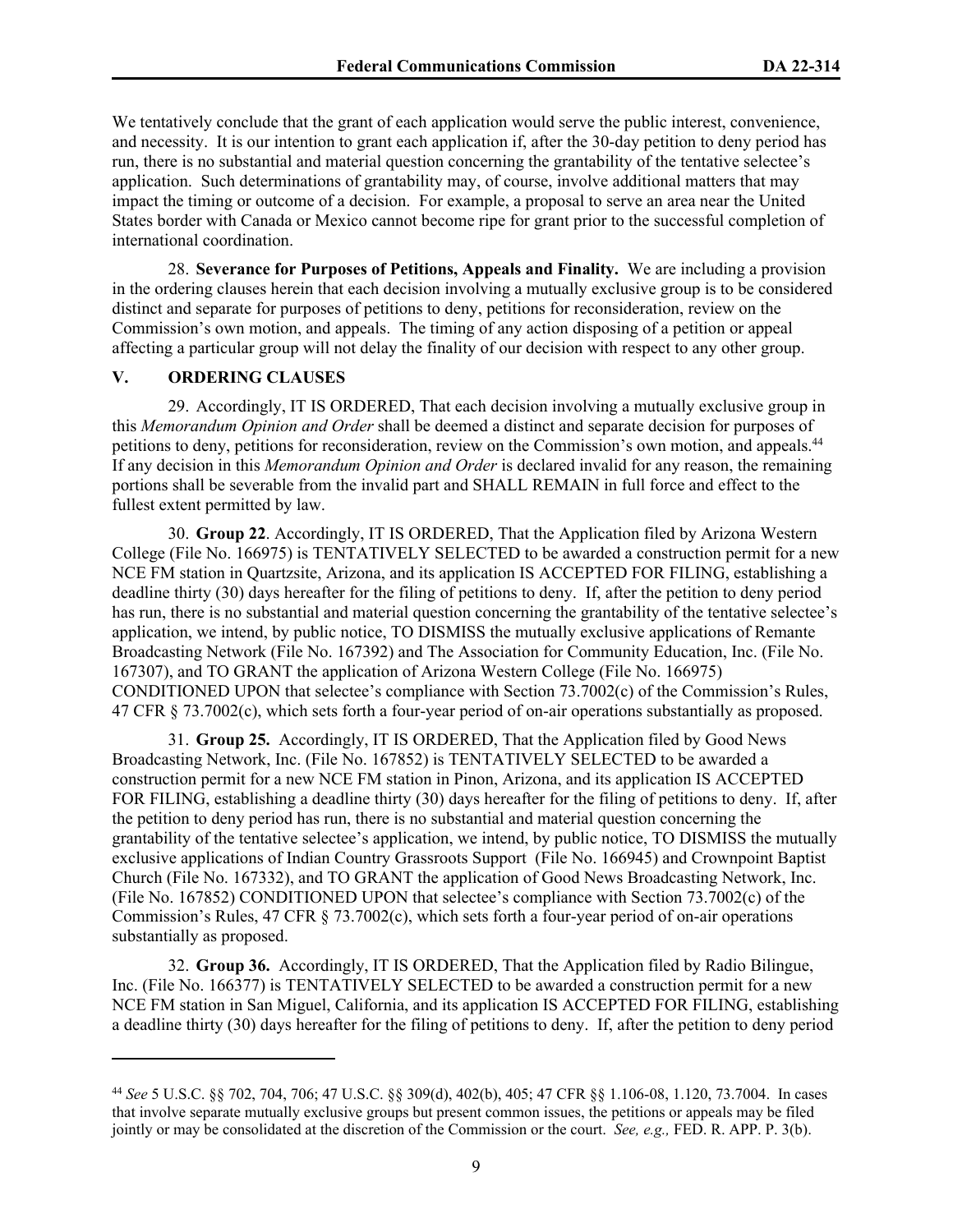We tentatively conclude that the grant of each application would serve the public interest, convenience, and necessity. It is our intention to grant each application if, after the 30-day petition to deny period has run, there is no substantial and material question concerning the grantability of the tentative selectee's application. Such determinations of grantability may, of course, involve additional matters that may impact the timing or outcome of a decision. For example, a proposal to serve an area near the United States border with Canada or Mexico cannot become ripe for grant prior to the successful completion of international coordination.

28. **Severance for Purposes of Petitions, Appeals and Finality.** We are including a provision in the ordering clauses herein that each decision involving a mutually exclusive group is to be considered distinct and separate for purposes of petitions to deny, petitions for reconsideration, review on the Commission's own motion, and appeals. The timing of any action disposing of a petition or appeal affecting a particular group will not delay the finality of our decision with respect to any other group.

## V. ORDERING CLAUSES

29. Accordingly, IT IS ORDERED, That each decision involving a mutually exclusive group in this *Memorandum Opinion and Order* shall be deemed a distinct and separate decision for purposes of petitions to deny, petitions for reconsideration, review on the Commission's own motion, and appeals.[44] If any decision in this *Memorandum Opinion and Order* is declared invalid for any reason, the remaining portions shall be severable from the invalid part and SHALL REMAIN in full force and effect to the fullest extent permitted by law.

30. **Group 22**. Accordingly, IT IS ORDERED, That the Application filed by Arizona Western College (File No. 166975) is TENTATIVELY SELECTED to be awarded a construction permit for a new NCE FM station in Quartzsite, Arizona, and its application IS ACCEPTED FOR FILING, establishing a deadline thirty (30) days hereafter for the filing of petitions to deny. If, after the petition to deny period has run, there is no substantial and material question concerning the grantability of the tentative selectee's application, we intend, by public notice, TO DISMISS the mutually exclusive applications of Remante Broadcasting Network (File No. 167392) and The Association for Community Education, Inc. (File No. 167307), and TO GRANT the application of Arizona Western College (File No. 166975) CONDITIONED UPON that selectee's compliance with Section 73.7002(c) of the Commission's Rules, 47 CFR § 73.7002(c), which sets forth a four-year period of on-air operations substantially as proposed.

31. **Group 25.** Accordingly, IT IS ORDERED, That the Application filed by Good News Broadcasting Network, Inc. (File No. 167852) is TENTATIVELY SELECTED to be awarded a construction permit for a new NCE FM station in Pinon, Arizona, and its application IS ACCEPTED FOR FILING, establishing a deadline thirty (30) days hereafter for the filing of petitions to deny. If, after the petition to deny period has run, there is no substantial and material question concerning the grantability of the tentative selectee's application, we intend, by public notice, TO DISMISS the mutually exclusive applications of Indian Country Grassroots Support (File No. 166945) and Crownpoint Baptist Church (File No. 167332), and TO GRANT the application of Good News Broadcasting Network, Inc. (File No. 167852) CONDITIONED UPON that selectee's compliance with Section 73.7002(c) of the Commission's Rules, 47 CFR § 73.7002(c), which sets forth a four-year period of on-air operations substantially as proposed.

32. **Group 36.** Accordingly, IT IS ORDERED, That the Application filed by Radio Bilingue, Inc. (File No. 166377) is TENTATIVELY SELECTED to be awarded a construction permit for a new NCE FM station in San Miguel, California, and its application IS ACCEPTED FOR FILING, establishing a deadline thirty (30) days hereafter for the filing of petitions to deny. If, after the petition to deny period

---

[44] *See* 5 U.S.C. §§ 702, 704, 706; 47 U.S.C. §§ 309(d), 402(b), 405; 47 CFR §§ 1.106-08, 1.120, 73.7004. In cases that involve separate mutually exclusive groups but present common issues, the petitions or appeals may be filed jointly or may be consolidated at the discretion of the Commission or the court. *See, e.g.,* FED. R. APP. P. 3(b).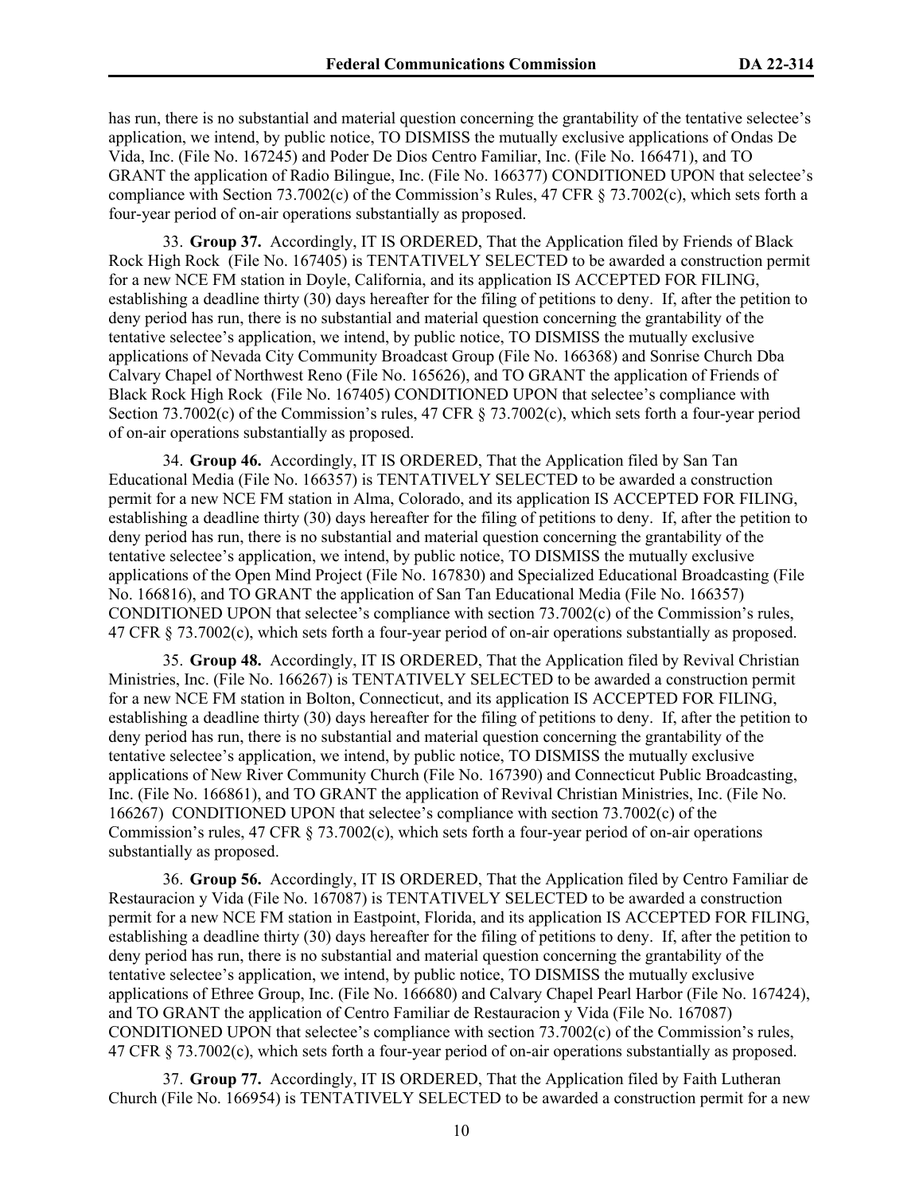has run, there is no substantial and material question concerning the grantability of the tentative selectee's application, we intend, by public notice, TO DISMISS the mutually exclusive applications of Ondas De Vida, Inc. (File No. 167245) and Poder De Dios Centro Familiar, Inc. (File No. 166471), and TO GRANT the application of Radio Bilingue, Inc. (File No. 166377) CONDITIONED UPON that selectee's compliance with Section 73.7002(c) of the Commission's Rules, 47 CFR § 73.7002(c), which sets forth a four-year period of on-air operations substantially as proposed.

33. **Group 37.** Accordingly, IT IS ORDERED, That the Application filed by Friends of Black Rock High Rock (File No. 167405) is TENTATIVELY SELECTED to be awarded a construction permit for a new NCE FM station in Doyle, California, and its application IS ACCEPTED FOR FILING, establishing a deadline thirty (30) days hereafter for the filing of petitions to deny. If, after the petition to deny period has run, there is no substantial and material question concerning the grantability of the tentative selectee's application, we intend, by public notice, TO DISMISS the mutually exclusive applications of Nevada City Community Broadcast Group (File No. 166368) and Sonrise Church Dba Calvary Chapel of Northwest Reno (File No. 165626), and TO GRANT the application of Friends of Black Rock High Rock (File No. 167405) CONDITIONED UPON that selectee's compliance with Section 73.7002(c) of the Commission's rules, 47 CFR § 73.7002(c), which sets forth a four-year period of on-air operations substantially as proposed.

34. **Group 46.** Accordingly, IT IS ORDERED, That the Application filed by San Tan Educational Media (File No. 166357) is TENTATIVELY SELECTED to be awarded a construction permit for a new NCE FM station in Alma, Colorado, and its application IS ACCEPTED FOR FILING, establishing a deadline thirty (30) days hereafter for the filing of petitions to deny. If, after the petition to deny period has run, there is no substantial and material question concerning the grantability of the tentative selectee's application, we intend, by public notice, TO DISMISS the mutually exclusive applications of the Open Mind Project (File No. 167830) and Specialized Educational Broadcasting (File No. 166816), and TO GRANT the application of San Tan Educational Media (File No. 166357) CONDITIONED UPON that selectee's compliance with section 73.7002(c) of the Commission's rules, 47 CFR § 73.7002(c), which sets forth a four-year period of on-air operations substantially as proposed.

35. **Group 48.** Accordingly, IT IS ORDERED, That the Application filed by Revival Christian Ministries, Inc. (File No. 166267) is TENTATIVELY SELECTED to be awarded a construction permit for a new NCE FM station in Bolton, Connecticut, and its application IS ACCEPTED FOR FILING, establishing a deadline thirty (30) days hereafter for the filing of petitions to deny. If, after the petition to deny period has run, there is no substantial and material question concerning the grantability of the tentative selectee's application, we intend, by public notice, TO DISMISS the mutually exclusive applications of New River Community Church (File No. 167390) and Connecticut Public Broadcasting, Inc. (File No. 166861), and TO GRANT the application of Revival Christian Ministries, Inc. (File No. 166267) CONDITIONED UPON that selectee's compliance with section 73.7002(c) of the Commission's rules, 47 CFR § 73.7002(c), which sets forth a four-year period of on-air operations substantially as proposed.

36. **Group 56.** Accordingly, IT IS ORDERED, That the Application filed by Centro Familiar de Restauracion y Vida (File No. 167087) is TENTATIVELY SELECTED to be awarded a construction permit for a new NCE FM station in Eastpoint, Florida, and its application IS ACCEPTED FOR FILING, establishing a deadline thirty (30) days hereafter for the filing of petitions to deny. If, after the petition to deny period has run, there is no substantial and material question concerning the grantability of the tentative selectee's application, we intend, by public notice, TO DISMISS the mutually exclusive applications of Ethree Group, Inc. (File No. 166680) and Calvary Chapel Pearl Harbor (File No. 167424), and TO GRANT the application of Centro Familiar de Restauracion y Vida (File No. 167087) CONDITIONED UPON that selectee's compliance with section 73.7002(c) of the Commission's rules, 47 CFR § 73.7002(c), which sets forth a four-year period of on-air operations substantially as proposed.

37. **Group 77.** Accordingly, IT IS ORDERED, That the Application filed by Faith Lutheran Church (File No. 166954) is TENTATIVELY SELECTED to be awarded a construction permit for a new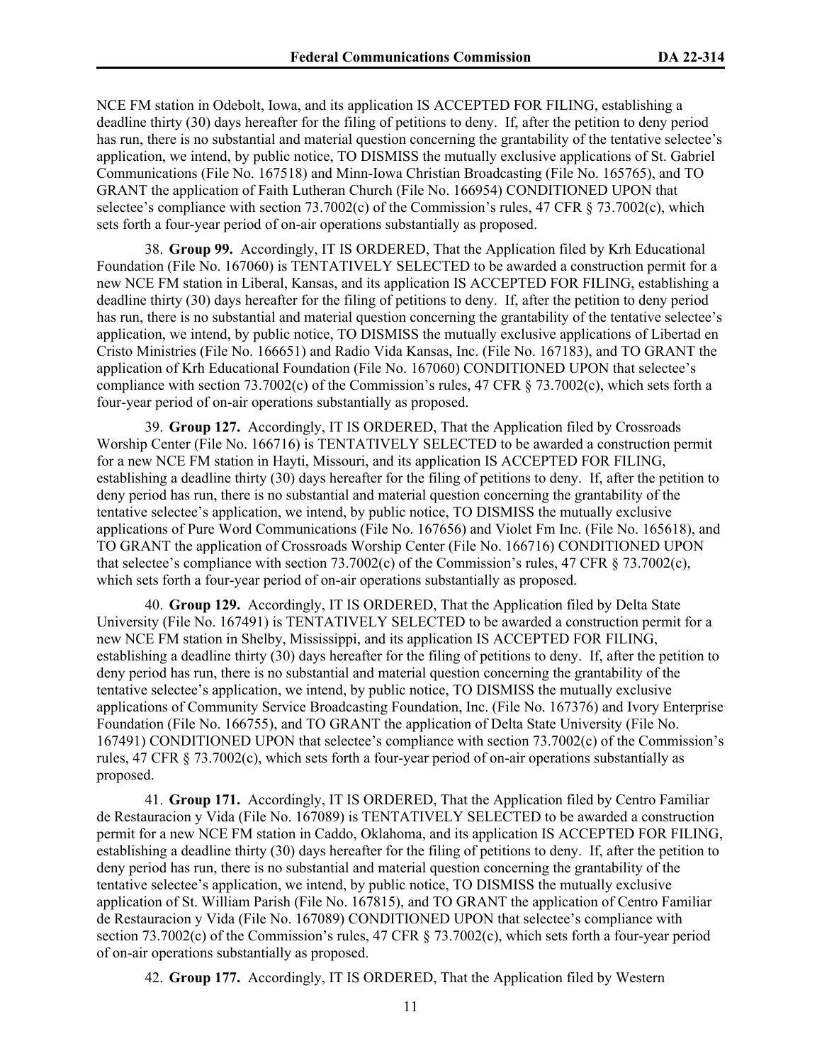NCE FM station in Odebolt, Iowa, and its application IS ACCEPTED FOR FILING, establishing a deadline thirty (30) days hereafter for the filing of petitions to deny. If, after the petition to deny period has run, there is no substantial and material question concerning the grantability of the tentative selectee's application, we intend, by public notice, TO DISMISS the mutually exclusive applications of St. Gabriel Communications (File No. 167518) and Minn-Iowa Christian Broadcasting (File No. 165765), and TO GRANT the application of Faith Lutheran Church (File No. 166954) CONDITIONED UPON that selectee's compliance with section 73.7002(c) of the Commission's rules, 47 CFR § 73.7002(c), which sets forth a four-year period of on-air operations substantially as proposed.

38. **Group 99.** Accordingly, IT IS ORDERED, That the Application filed by Krh Educational Foundation (File No. 167060) is TENTATIVELY SELECTED to be awarded a construction permit for a new NCE FM station in Liberal, Kansas, and its application IS ACCEPTED FOR FILING, establishing a deadline thirty (30) days hereafter for the filing of petitions to deny. If, after the petition to deny period has run, there is no substantial and material question concerning the grantability of the tentative selectee's application, we intend, by public notice, TO DISMISS the mutually exclusive applications of Libertad en Cristo Ministries (File No. 166651) and Radio Vida Kansas, Inc. (File No. 167183), and TO GRANT the application of Krh Educational Foundation (File No. 167060) CONDITIONED UPON that selectee's compliance with section 73.7002(c) of the Commission's rules, 47 CFR § 73.7002(c), which sets forth a four-year period of on-air operations substantially as proposed.

39. **Group 127.** Accordingly, IT IS ORDERED, That the Application filed by Crossroads Worship Center (File No. 166716) is TENTATIVELY SELECTED to be awarded a construction permit for a new NCE FM station in Hayti, Missouri, and its application IS ACCEPTED FOR FILING, establishing a deadline thirty (30) days hereafter for the filing of petitions to deny. If, after the petition to deny period has run, there is no substantial and material question concerning the grantability of the tentative selectee's application, we intend, by public notice, TO DISMISS the mutually exclusive applications of Pure Word Communications (File No. 167656) and Violet Fm Inc. (File No. 165618), and TO GRANT the application of Crossroads Worship Center (File No. 166716) CONDITIONED UPON that selectee's compliance with section 73.7002(c) of the Commission's rules, 47 CFR § 73.7002(c), which sets forth a four-year period of on-air operations substantially as proposed.

40. **Group 129.** Accordingly, IT IS ORDERED, That the Application filed by Delta State University (File No. 167491) is TENTATIVELY SELECTED to be awarded a construction permit for a new NCE FM station in Shelby, Mississippi, and its application IS ACCEPTED FOR FILING, establishing a deadline thirty (30) days hereafter for the filing of petitions to deny. If, after the petition to deny period has run, there is no substantial and material question concerning the grantability of the tentative selectee's application, we intend, by public notice, TO DISMISS the mutually exclusive applications of Community Service Broadcasting Foundation, Inc. (File No. 167376) and Ivory Enterprise Foundation (File No. 166755), and TO GRANT the application of Delta State University (File No. 167491) CONDITIONED UPON that selectee's compliance with section 73.7002(c) of the Commission's rules, 47 CFR § 73.7002(c), which sets forth a four-year period of on-air operations substantially as proposed.

41. **Group 171.** Accordingly, IT IS ORDERED, That the Application filed by Centro Familiar de Restauracion y Vida (File No. 167089) is TENTATIVELY SELECTED to be awarded a construction permit for a new NCE FM station in Caddo, Oklahoma, and its application IS ACCEPTED FOR FILING, establishing a deadline thirty (30) days hereafter for the filing of petitions to deny. If, after the petition to deny period has run, there is no substantial and material question concerning the grantability of the tentative selectee's application, we intend, by public notice, TO DISMISS the mutually exclusive application of St. William Parish (File No. 167815), and TO GRANT the application of Centro Familiar de Restauracion y Vida (File No. 167089) CONDITIONED UPON that selectee's compliance with section 73.7002(c) of the Commission's rules, 47 CFR § 73.7002(c), which sets forth a four-year period of on-air operations substantially as proposed.

42. **Group 177.** Accordingly, IT IS ORDERED, That the Application filed by Western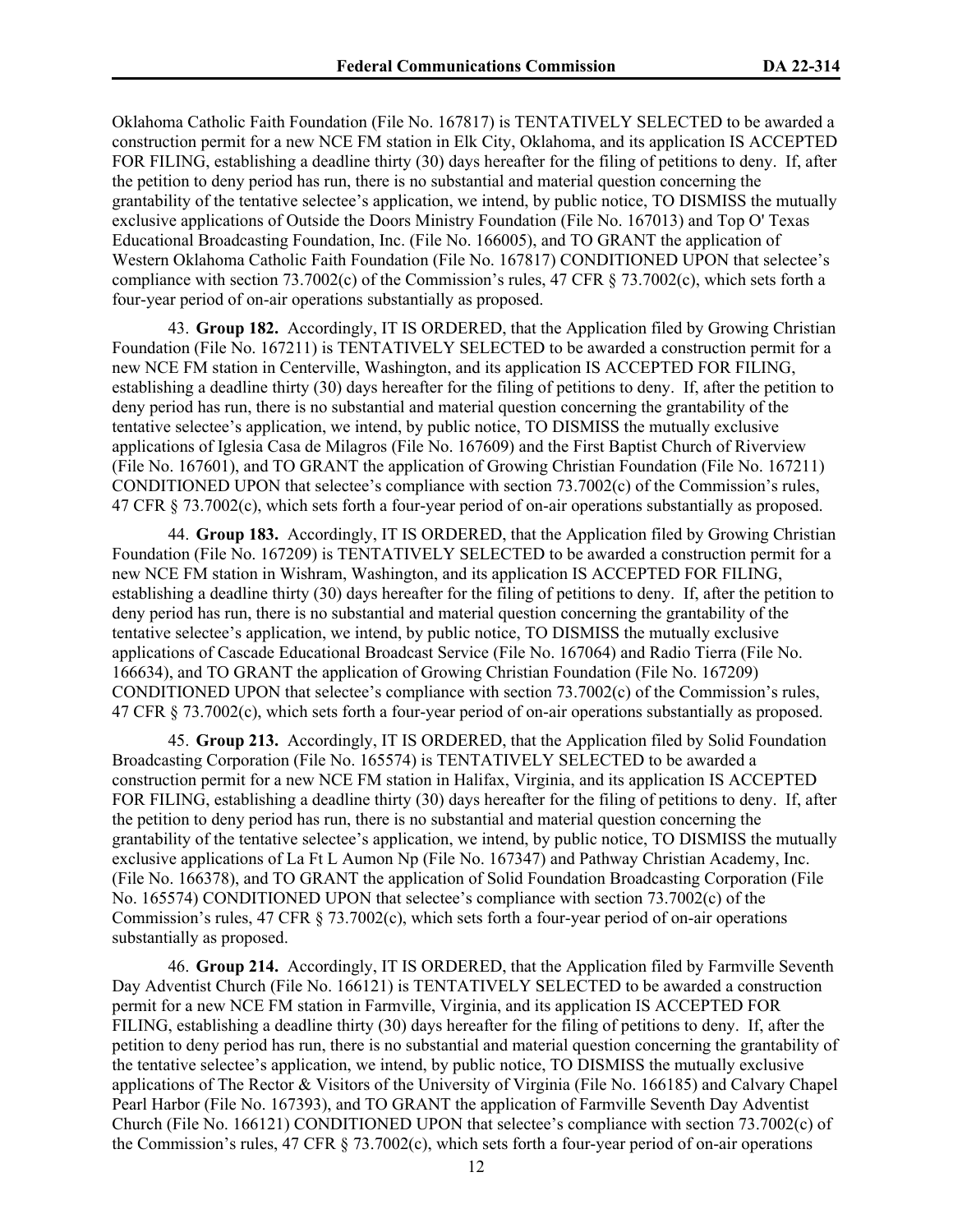Oklahoma Catholic Faith Foundation (File No. 167817) is TENTATIVELY SELECTED to be awarded a construction permit for a new NCE FM station in Elk City, Oklahoma, and its application IS ACCEPTED FOR FILING, establishing a deadline thirty (30) days hereafter for the filing of petitions to deny. If, after the petition to deny period has run, there is no substantial and material question concerning the grantability of the tentative selectee's application, we intend, by public notice, TO DISMISS the mutually exclusive applications of Outside the Doors Ministry Foundation (File No. 167013) and Top O' Texas Educational Broadcasting Foundation, Inc. (File No. 166005), and TO GRANT the application of Western Oklahoma Catholic Faith Foundation (File No. 167817) CONDITIONED UPON that selectee's compliance with section 73.7002(c) of the Commission's rules, 47 CFR § 73.7002(c), which sets forth a four-year period of on-air operations substantially as proposed.

43. **Group 182.** Accordingly, IT IS ORDERED, that the Application filed by Growing Christian Foundation (File No. 167211) is TENTATIVELY SELECTED to be awarded a construction permit for a new NCE FM station in Centerville, Washington, and its application IS ACCEPTED FOR FILING, establishing a deadline thirty (30) days hereafter for the filing of petitions to deny. If, after the petition to deny period has run, there is no substantial and material question concerning the grantability of the tentative selectee's application, we intend, by public notice, TO DISMISS the mutually exclusive applications of Iglesia Casa de Milagros (File No. 167609) and the First Baptist Church of Riverview (File No. 167601), and TO GRANT the application of Growing Christian Foundation (File No. 167211) CONDITIONED UPON that selectee's compliance with section 73.7002(c) of the Commission's rules, 47 CFR § 73.7002(c), which sets forth a four-year period of on-air operations substantially as proposed.

44. **Group 183.** Accordingly, IT IS ORDERED, that the Application filed by Growing Christian Foundation (File No. 167209) is TENTATIVELY SELECTED to be awarded a construction permit for a new NCE FM station in Wishram, Washington, and its application IS ACCEPTED FOR FILING, establishing a deadline thirty (30) days hereafter for the filing of petitions to deny. If, after the petition to deny period has run, there is no substantial and material question concerning the grantability of the tentative selectee's application, we intend, by public notice, TO DISMISS the mutually exclusive applications of Cascade Educational Broadcast Service (File No. 167064) and Radio Tierra (File No. 166634), and TO GRANT the application of Growing Christian Foundation (File No. 167209) CONDITIONED UPON that selectee's compliance with section 73.7002(c) of the Commission's rules, 47 CFR § 73.7002(c), which sets forth a four-year period of on-air operations substantially as proposed.

45. **Group 213.** Accordingly, IT IS ORDERED, that the Application filed by Solid Foundation Broadcasting Corporation (File No. 165574) is TENTATIVELY SELECTED to be awarded a construction permit for a new NCE FM station in Halifax, Virginia, and its application IS ACCEPTED FOR FILING, establishing a deadline thirty (30) days hereafter for the filing of petitions to deny. If, after the petition to deny period has run, there is no substantial and material question concerning the grantability of the tentative selectee's application, we intend, by public notice, TO DISMISS the mutually exclusive applications of La Ft L Aumon Np (File No. 167347) and Pathway Christian Academy, Inc. (File No. 166378), and TO GRANT the application of Solid Foundation Broadcasting Corporation (File No. 165574) CONDITIONED UPON that selectee's compliance with section 73.7002(c) of the Commission's rules, 47 CFR § 73.7002(c), which sets forth a four-year period of on-air operations substantially as proposed.

46. **Group 214.** Accordingly, IT IS ORDERED, that the Application filed by Farmville Seventh Day Adventist Church (File No. 166121) is TENTATIVELY SELECTED to be awarded a construction permit for a new NCE FM station in Farmville, Virginia, and its application IS ACCEPTED FOR FILING, establishing a deadline thirty (30) days hereafter for the filing of petitions to deny. If, after the petition to deny period has run, there is no substantial and material question concerning the grantability of the tentative selectee's application, we intend, by public notice, TO DISMISS the mutually exclusive applications of The Rector & Visitors of the University of Virginia (File No. 166185) and Calvary Chapel Pearl Harbor (File No. 167393), and TO GRANT the application of Farmville Seventh Day Adventist Church (File No. 166121) CONDITIONED UPON that selectee's compliance with section 73.7002(c) of the Commission's rules, 47 CFR § 73.7002(c), which sets forth a four-year period of on-air operations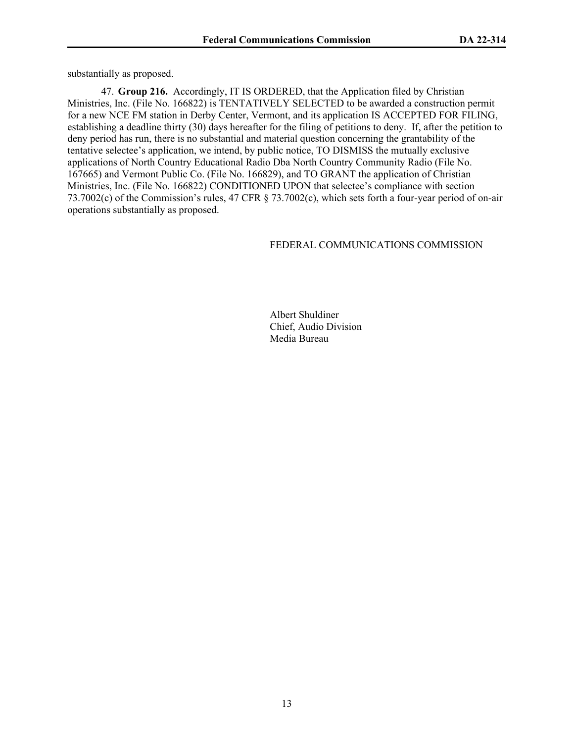substantially as proposed.

47. **Group 216.** Accordingly, IT IS ORDERED, that the Application filed by Christian Ministries, Inc. (File No. 166822) is TENTATIVELY SELECTED to be awarded a construction permit for a new NCE FM station in Derby Center, Vermont, and its application IS ACCEPTED FOR FILING, establishing a deadline thirty (30) days hereafter for the filing of petitions to deny. If, after the petition to deny period has run, there is no substantial and material question concerning the grantability of the tentative selectee's application, we intend, by public notice, TO DISMISS the mutually exclusive applications of North Country Educational Radio Dba North Country Community Radio (File No. 167665) and Vermont Public Co. (File No. 166829), and TO GRANT the application of Christian Ministries, Inc. (File No. 166822) CONDITIONED UPON that selectee's compliance with section 73.7002(c) of the Commission's rules, 47 CFR § 73.7002(c), which sets forth a four-year period of on-air operations substantially as proposed.

FEDERAL COMMUNICATIONS COMMISSION

Albert Shuldiner
Chief, Audio Division
Media Bureau